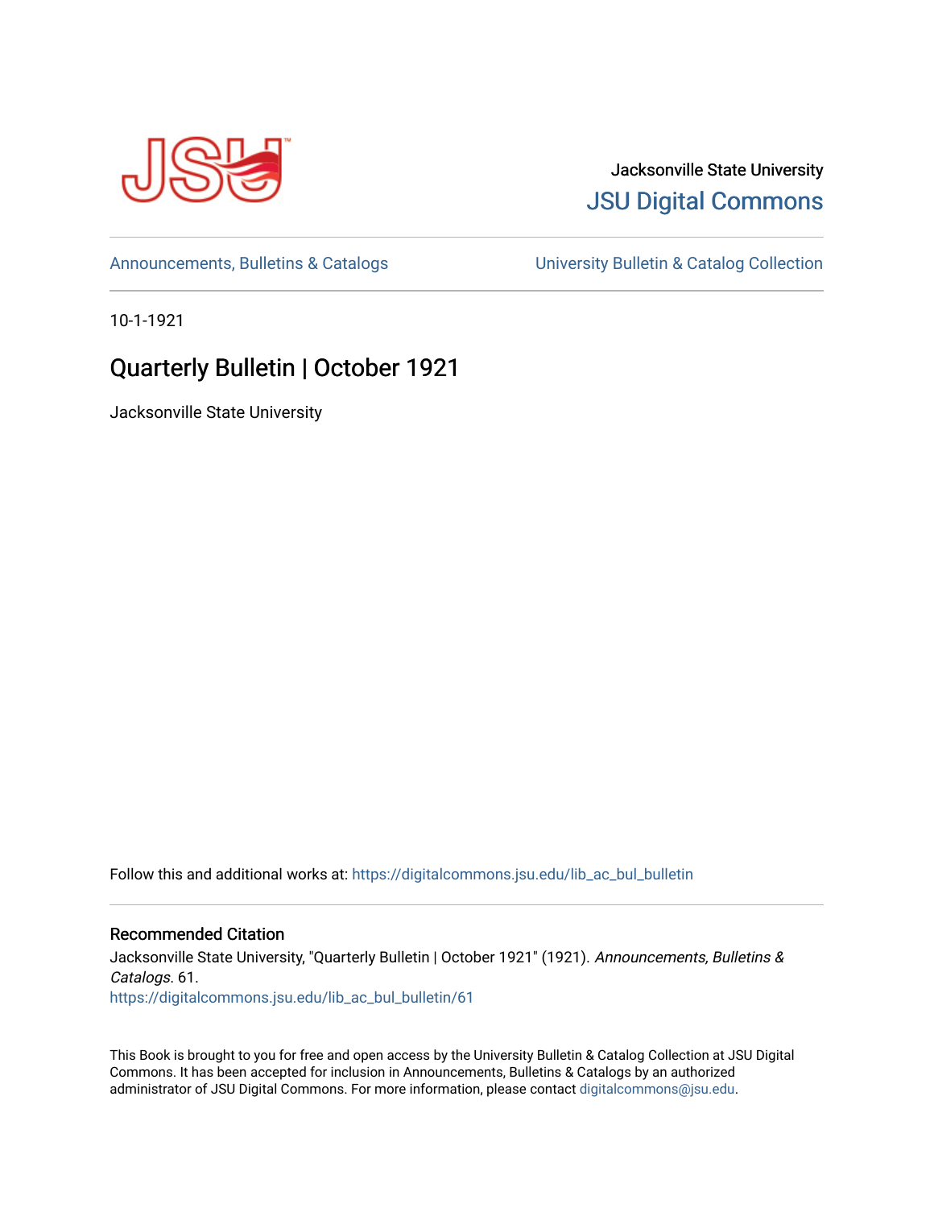Jacksonville State University

JSU Digital Commons

Announcements, Bulletins & Catalogs | University Bulletin & Catalog Collection

10-1-1921

# Quarterly Bulletin | October 1921

Jacksonville State University

Follow this and additional works at: https://digitalcommons.jsu.edu/lib_ac_bul_bulletin

## Recommended Citation

Jacksonville State University, "Quarterly Bulletin | October 1921" (1921). *Announcements, Bulletins & Catalogs*. 61.
https://digitalcommons.jsu.edu/lib_ac_bul_bulletin/61

This Book is brought to you for free and open access by the University Bulletin & Catalog Collection at JSU Digital Commons. It has been accepted for inclusion in Announcements, Bulletins & Catalogs by an authorized administrator of JSU Digital Commons. For more information, please contact digitalcommons@jsu.edu.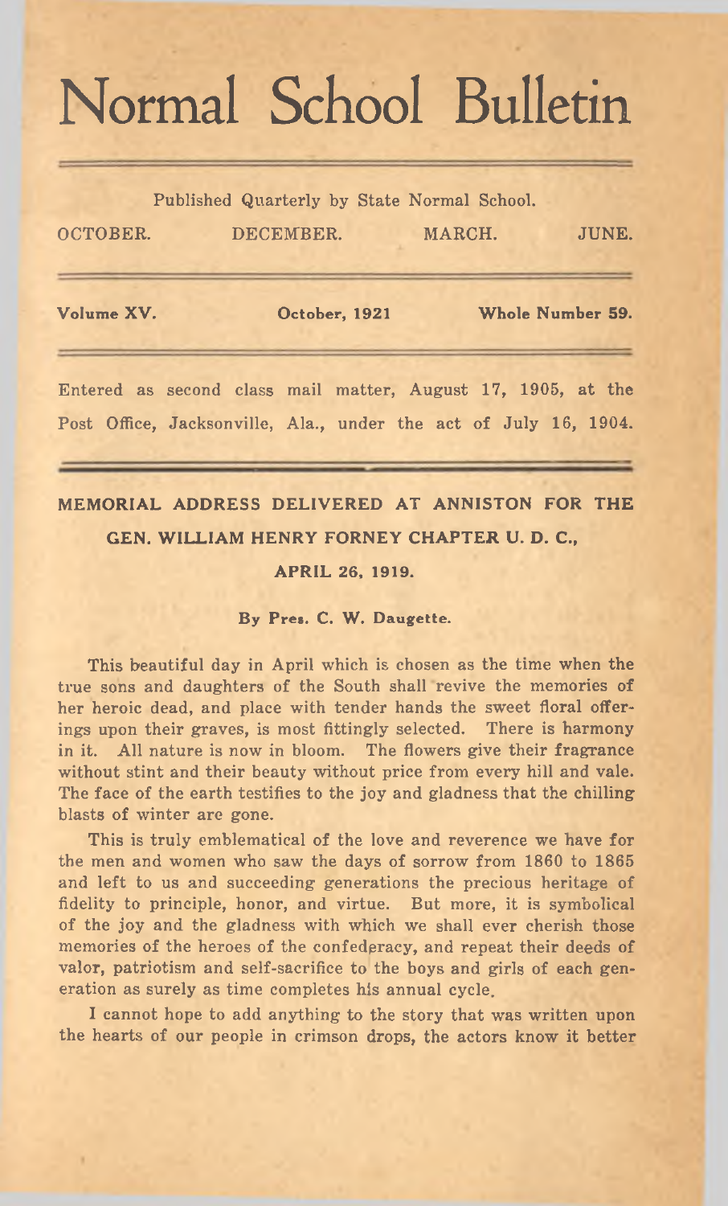# Normal School Bulletin

Published Quarterly by State Normal School.

OCTOBER. DECEMBER. MARCH. JUNE.

**Volume XV.** **October, 1921** **Whole Number 59.**

Entered as second class mail matter, August 17, 1905, at the Post Office, Jacksonville, Ala., under the act of July 16, 1904.

## MEMORIAL ADDRESS DELIVERED AT ANNISTON FOR THE GEN. WILLIAM HENRY FORNEY CHAPTER U. D. C., APRIL 26, 1919.

**By Pres. C. W. Daugette.**

This beautiful day in April which is chosen as the time when the true sons and daughters of the South shall revive the memories of her heroic dead, and place with tender hands the sweet floral offerings upon their graves, is most fittingly selected. There is harmony in it. All nature is now in bloom. The flowers give their fragrance without stint and their beauty without price from every hill and vale. The face of the earth testifies to the joy and gladness that the chilling blasts of winter are gone.

This is truly emblematical of the love and reverence we have for the men and women who saw the days of sorrow from 1860 to 1865 and left to us and succeeding generations the precious heritage of fidelity to principle, honor, and virtue. But more, it is symbolical of the joy and the gladness with which we shall ever cherish those memories of the heroes of the confederacy, and repeat their deeds of valor, patriotism and self-sacrifice to the boys and girls of each generation as surely as time completes his annual cycle.

I cannot hope to add anything to the story that was written upon the hearts of our people in crimson drops, the actors know it better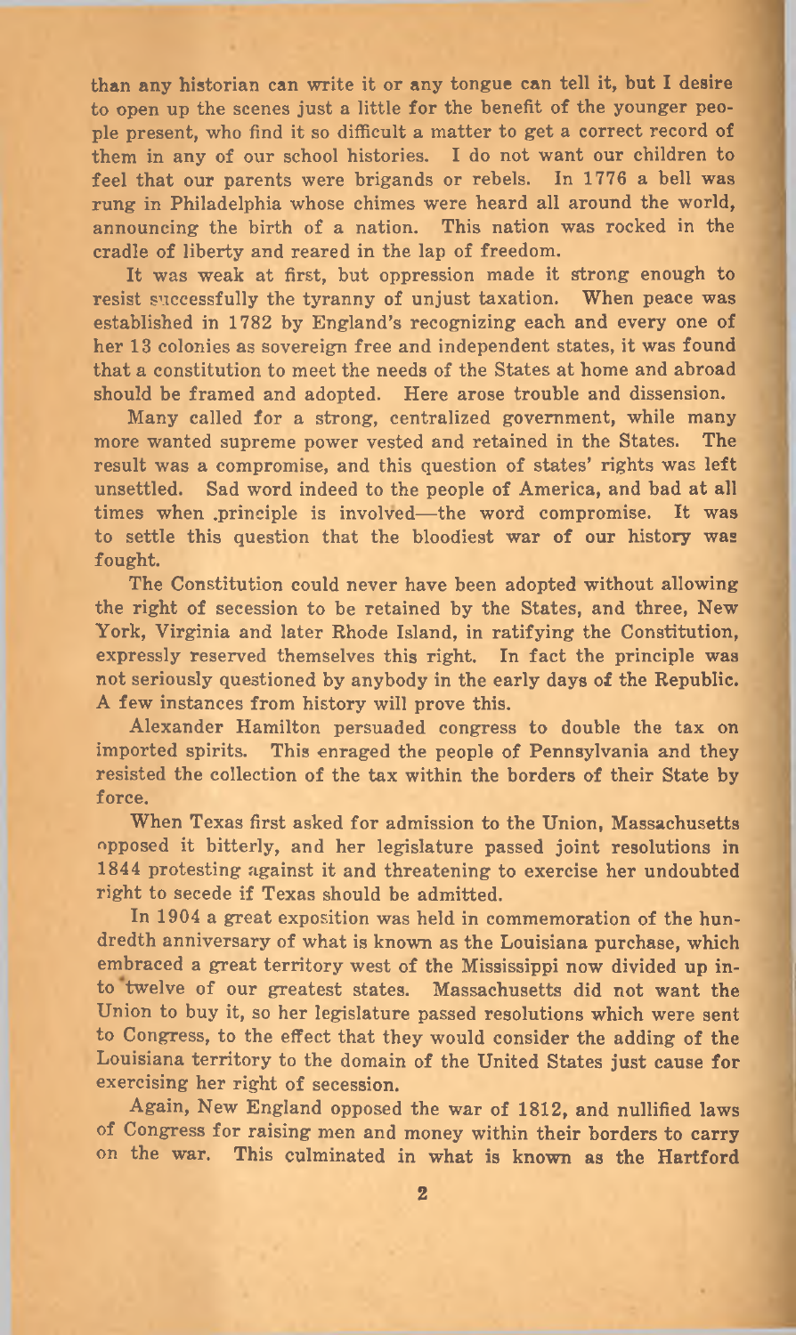than any historian can write it or any tongue can tell it, but I desire to open up the scenes just a little for the benefit of the younger people present, who find it so difficult a matter to get a correct record of them in any of our school histories. I do not want our children to feel that our parents were brigands or rebels. In 1776 a bell was rung in Philadelphia whose chimes were heard all around the world, announcing the birth of a nation. This nation was rocked in the cradle of liberty and reared in the lap of freedom.

It was weak at first, but oppression made it strong enough to resist successfully the tyranny of unjust taxation. When peace was established in 1782 by England's recognizing each and every one of her 13 colonies as sovereign free and independent states, it was found that a constitution to meet the needs of the States at home and abroad should be framed and adopted. Here arose trouble and dissension.

Many called for a strong, centralized government, while many more wanted supreme power vested and retained in the States. The result was a compromise, and this question of states' rights was left unsettled. Sad word indeed to the people of America, and bad at all times when principle is involved—the word compromise. It was to settle this question that the bloodiest war of our history was fought.

The Constitution could never have been adopted without allowing the right of secession to be retained by the States, and three, New York, Virginia and later Rhode Island, in ratifying the Constitution, expressly reserved themselves this right. In fact the principle was not seriously questioned by anybody in the early days of the Republic. A few instances from history will prove this.

Alexander Hamilton persuaded congress to double the tax on imported spirits. This enraged the people of Pennsylvania and they resisted the collection of the tax within the borders of their State by force.

When Texas first asked for admission to the Union, Massachusetts opposed it bitterly, and her legislature passed joint resolutions in 1844 protesting against it and threatening to exercise her undoubted right to secede if Texas should be admitted.

In 1904 a great exposition was held in commemoration of the hundredth anniversary of what is known as the Louisiana purchase, which embraced a great territory west of the Mississippi now divided up into twelve of our greatest states. Massachusetts did not want the Union to buy it, so her legislature passed resolutions which were sent to Congress, to the effect that they would consider the adding of the Louisiana territory to the domain of the United States just cause for exercising her right of secession.

Again, New England opposed the war of 1812, and nullified laws of Congress for raising men and money within their borders to carry on the war. This culminated in what is known as the Hartford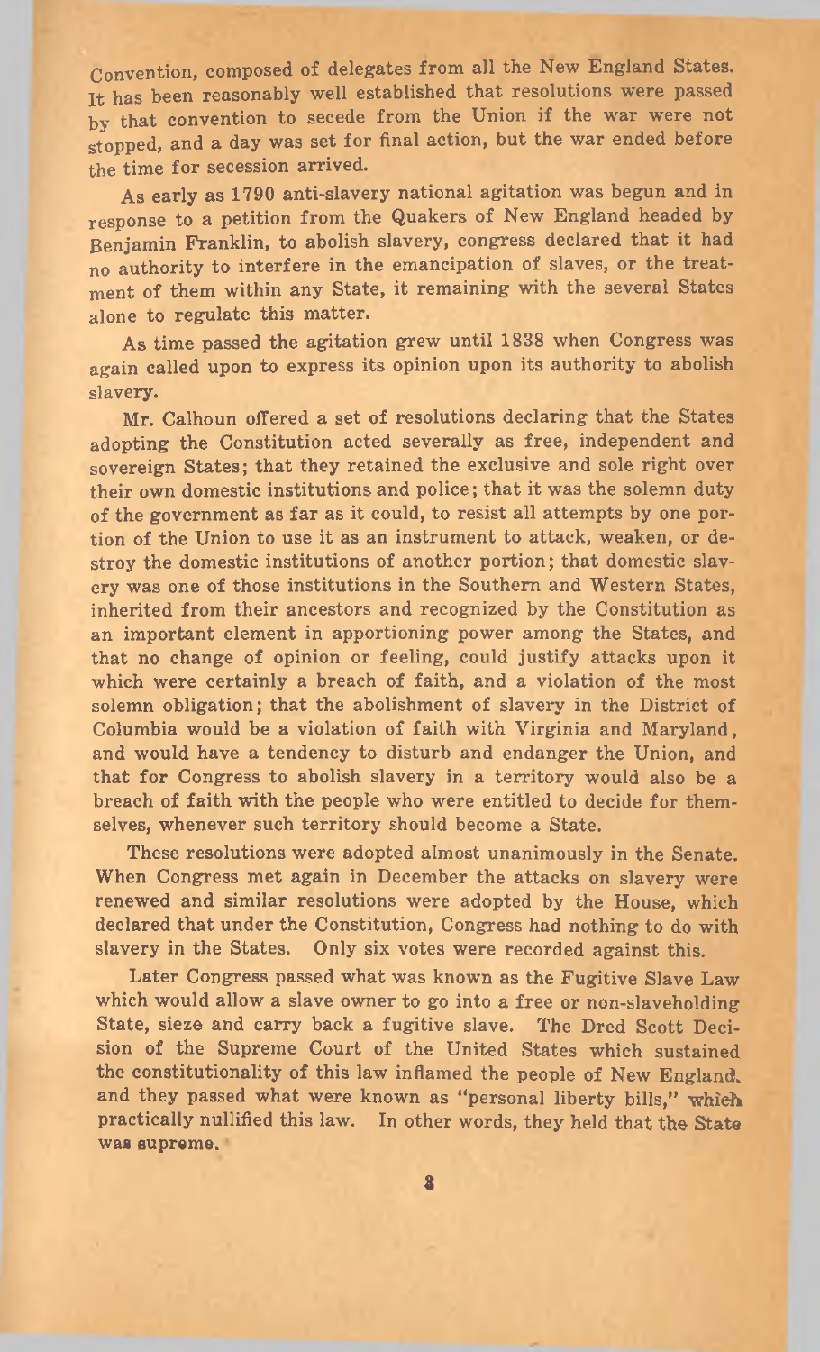Convention, composed of delegates from all the New England States. It has been reasonably well established that resolutions were passed by that convention to secede from the Union if the war were not stopped, and a day was set for final action, but the war ended before the time for secession arrived.

As early as 1790 anti-slavery national agitation was begun and in response to a petition from the Quakers of New England headed by Benjamin Franklin, to abolish slavery, congress declared that it had no authority to interfere in the emancipation of slaves, or the treatment of them within any State, it remaining with the several States alone to regulate this matter.

As time passed the agitation grew until 1838 when Congress was again called upon to express its opinion upon its authority to abolish slavery.

Mr. Calhoun offered a set of resolutions declaring that the States adopting the Constitution acted severally as free, independent and sovereign States; that they retained the exclusive and sole right over their own domestic institutions and police; that it was the solemn duty of the government as far as it could, to resist all attempts by one portion of the Union to use it as an instrument to attack, weaken, or destroy the domestic institutions of another portion; that domestic slavery was one of those institutions in the Southern and Western States, inherited from their ancestors and recognized by the Constitution as an important element in apportioning power among the States, and that no change of opinion or feeling, could justify attacks upon it which were certainly a breach of faith, and a violation of the most solemn obligation; that the abolishment of slavery in the District of Columbia would be a violation of faith with Virginia and Maryland, and would have a tendency to disturb and endanger the Union, and that for Congress to abolish slavery in a territory would also be a breach of faith with the people who were entitled to decide for themselves, whenever such territory should become a State.

These resolutions were adopted almost unanimously in the Senate. When Congress met again in December the attacks on slavery were renewed and similar resolutions were adopted by the House, which declared that under the Constitution, Congress had nothing to do with slavery in the States. Only six votes were recorded against this.

Later Congress passed what was known as the Fugitive Slave Law which would allow a slave owner to go into a free or non-slaveholding State, sieze and carry back a fugitive slave. The Dred Scott Decision of the Supreme Court of the United States which sustained the constitutionality of this law inflamed the people of New England, and they passed what were known as "personal liberty bills," which practically nullified this law. In other words, they held that the State was supreme.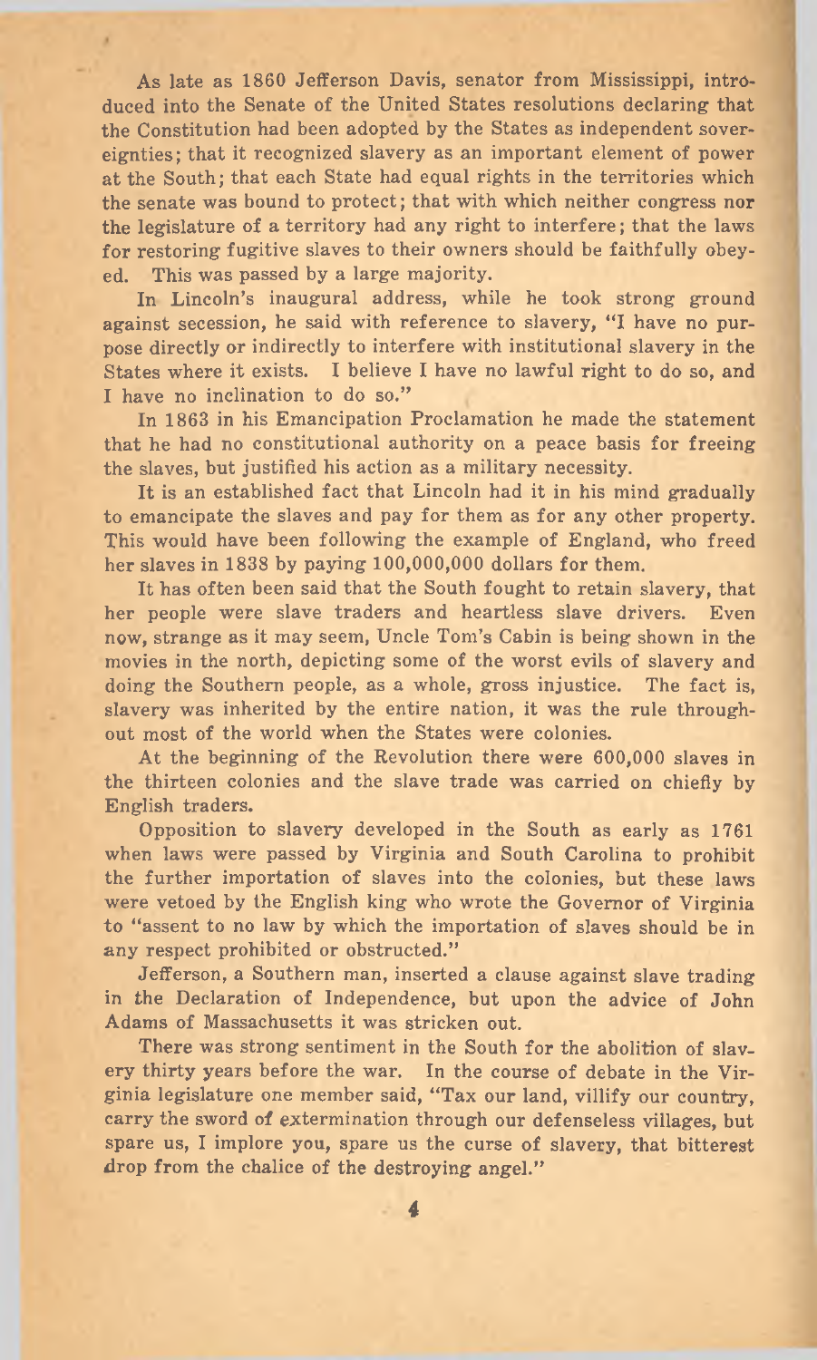As late as 1860 Jefferson Davis, senator from Mississippi, introduced into the Senate of the United States resolutions declaring that the Constitution had been adopted by the States as independent sovereignties; that it recognized slavery as an important element of power at the South; that each State had equal rights in the territories which the senate was bound to protect; that with which neither congress nor the legislature of a territory had any right to interfere; that the laws for restoring fugitive slaves to their owners should be faithfully obeyed. This was passed by a large majority.

In Lincoln's inaugural address, while he took strong ground against secession, he said with reference to slavery, "I have no purpose directly or indirectly to interfere with institutional slavery in the States where it exists. I believe I have no lawful right to do so, and I have no inclination to do so."

In 1863 in his Emancipation Proclamation he made the statement that he had no constitutional authority on a peace basis for freeing the slaves, but justified his action as a military necessity.

It is an established fact that Lincoln had it in his mind gradually to emancipate the slaves and pay for them as for any other property. This would have been following the example of England, who freed her slaves in 1838 by paying 100,000,000 dollars for them.

It has often been said that the South fought to retain slavery, that her people were slave traders and heartless slave drivers. Even now, strange as it may seem, Uncle Tom's Cabin is being shown in the movies in the north, depicting some of the worst evils of slavery and doing the Southern people, as a whole, gross injustice. The fact is, slavery was inherited by the entire nation, it was the rule throughout most of the world when the States were colonies.

At the beginning of the Revolution there were 600,000 slaves in the thirteen colonies and the slave trade was carried on chiefly by English traders.

Opposition to slavery developed in the South as early as 1761 when laws were passed by Virginia and South Carolina to prohibit the further importation of slaves into the colonies, but these laws were vetoed by the English king who wrote the Governor of Virginia to "assent to no law by which the importation of slaves should be in any respect prohibited or obstructed."

Jefferson, a Southern man, inserted a clause against slave trading in the Declaration of Independence, but upon the advice of John Adams of Massachusetts it was stricken out.

There was strong sentiment in the South for the abolition of slavery thirty years before the war. In the course of debate in the Virginia legislature one member said, "Tax our land, villify our country, carry the sword of extermination through our defenseless villages, but spare us, I implore you, spare us the curse of slavery, that bitterest drop from the chalice of the destroying angel."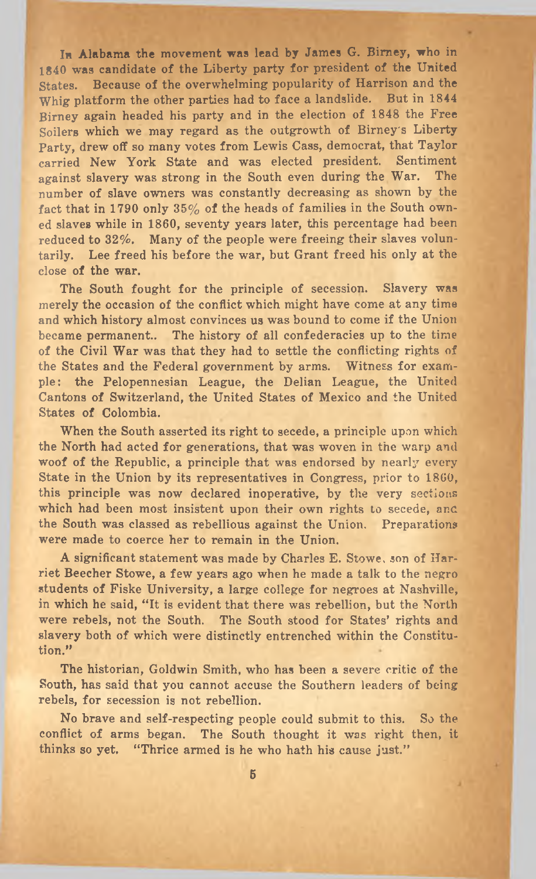In Alabama the movement was lead by James G. Birney, who in 1840 was candidate of the Liberty party for president of the United States. Because of the overwhelming popularity of Harrison and the Whig platform the other parties had to face a landslide. But in 1844 Birney again headed his party and in the election of 1848 the Free Soilers which we may regard as the outgrowth of Birney's Liberty Party, drew off so many votes from Lewis Cass, democrat, that Taylor carried New York State and was elected president. Sentiment against slavery was strong in the South even during the War. The number of slave owners was constantly decreasing as shown by the fact that in 1790 only 35% of the heads of families in the South owned slaves while in 1860, seventy years later, this percentage had been reduced to 32%. Many of the people were freeing their slaves voluntarily. Lee freed his before the war, but Grant freed his only at the close of the war.

The South fought for the principle of secession. Slavery was merely the occasion of the conflict which might have come at any time and which history almost convinces us was bound to come if the Union became permanent.. The history of all confederacies up to the time of the Civil War was that they had to settle the conflicting rights of the States and the Federal government by arms. Witness for example: the Pelopennesian League, the Delian League, the United Cantons of Switzerland, the United States of Mexico and the United States of Colombia.

When the South asserted its right to secede, a principle upon which the North had acted for generations, that was woven in the warp and woof of the Republic, a principle that was endorsed by nearly every State in the Union by its representatives in Congress, prior to 1860, this principle was now declared inoperative, by the very sections which had been most insistent upon their own rights to secede, and the South was classed as rebellious against the Union. Preparations were made to coerce her to remain in the Union.

A significant statement was made by Charles E. Stowe, son of Harriet Beecher Stowe, a few years ago when he made a talk to the negro students of Fiske University, a large college for negroes at Nashville, in which he said, "It is evident that there was rebellion, but the North were rebels, not the South. The South stood for States' rights and slavery both of which were distinctly entrenched within the Constitution."

The historian, Goldwin Smith, who has been a severe critic of the South, has said that you cannot accuse the Southern leaders of being rebels, for secession is not rebellion.

No brave and self-respecting people could submit to this. So the conflict of arms began. The South thought it was right then, it thinks so yet. "Thrice armed is he who hath his cause just."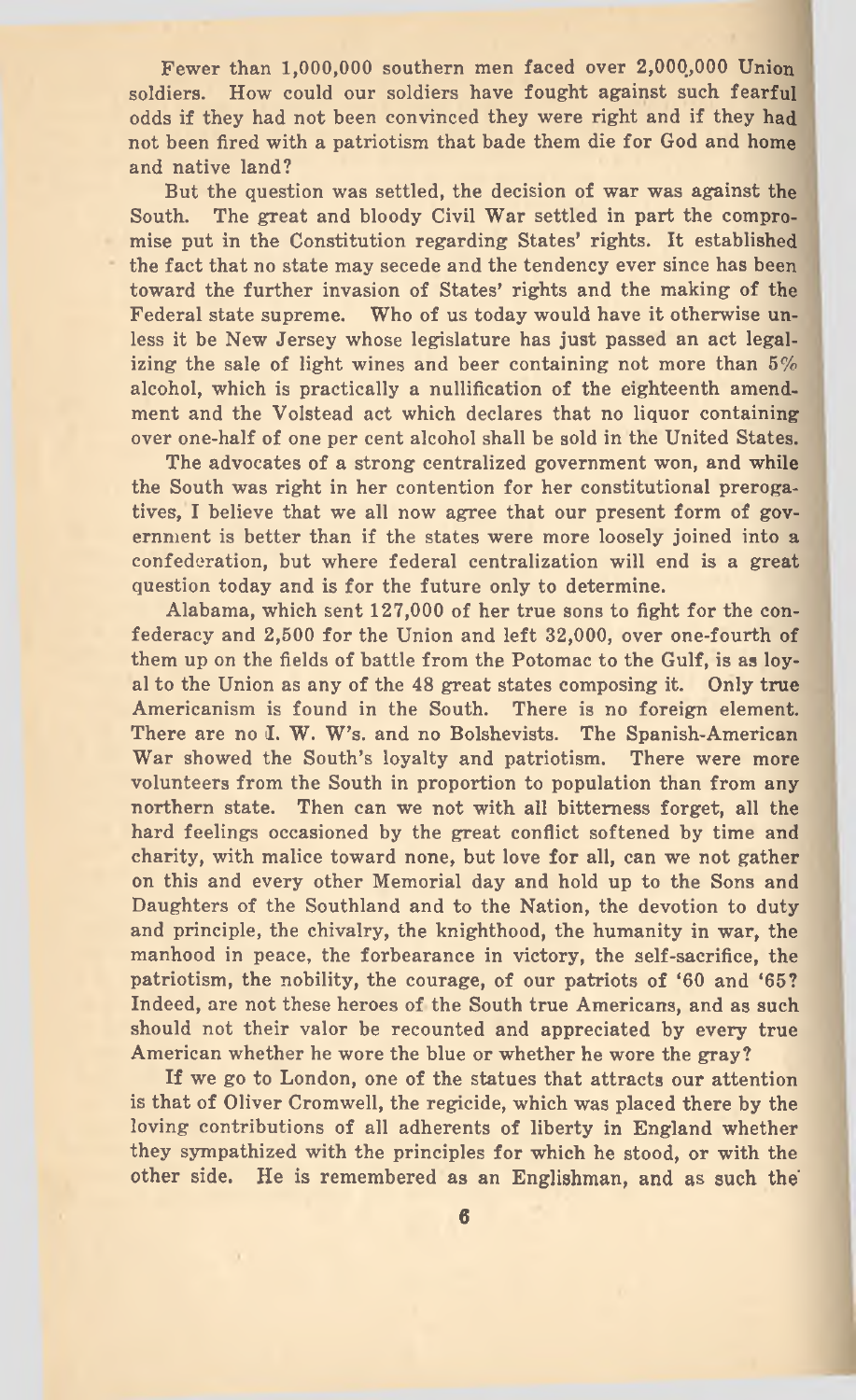Fewer than 1,000,000 southern men faced over 2,000,000 Union soldiers. How could our soldiers have fought against such fearful odds if they had not been convinced they were right and if they had not been fired with a patriotism that bade them die for God and home and native land?

But the question was settled, the decision of war was against the South. The great and bloody Civil War settled in part the compromise put in the Constitution regarding States' rights. It established the fact that no state may secede and the tendency ever since has been toward the further invasion of States' rights and the making of the Federal state supreme. Who of us today would have it otherwise unless it be New Jersey whose legislature has just passed an act legalizing the sale of light wines and beer containing not more than 5% alcohol, which is practically a nullification of the eighteenth amendment and the Volstead act which declares that no liquor containing over one-half of one per cent alcohol shall be sold in the United States.

The advocates of a strong centralized government won, and while the South was right in her contention for her constitutional prerogatives, I believe that we all now agree that our present form of government is better than if the states were more loosely joined into a confederation, but where federal centralization will end is a great question today and is for the future only to determine.

Alabama, which sent 127,000 of her true sons to fight for the confederacy and 2,500 for the Union and left 32,000, over one-fourth of them up on the fields of battle from the Potomac to the Gulf, is as loyal to the Union as any of the 48 great states composing it. Only true Americanism is found in the South. There is no foreign element. There are no I. W. W's. and no Bolshevists. The Spanish-American War showed the South's loyalty and patriotism. There were more volunteers from the South in proportion to population than from any northern state. Then can we not with all bitterness forget, all the hard feelings occasioned by the great conflict softened by time and charity, with malice toward none, but love for all, can we not gather on this and every other Memorial day and hold up to the Sons and Daughters of the Southland and to the Nation, the devotion to duty and principle, the chivalry, the knighthood, the humanity in war, the manhood in peace, the forbearance in victory, the self-sacrifice, the patriotism, the nobility, the courage, of our patriots of '60 and '65? Indeed, are not these heroes of the South true Americans, and as such should not their valor be recounted and appreciated by every true American whether he wore the blue or whether he wore the gray?

If we go to London, one of the statues that attracts our attention is that of Oliver Cromwell, the regicide, which was placed there by the loving contributions of all adherents of liberty in England whether they sympathized with the principles for which he stood, or with the other side. He is remembered as an Englishman, and as such the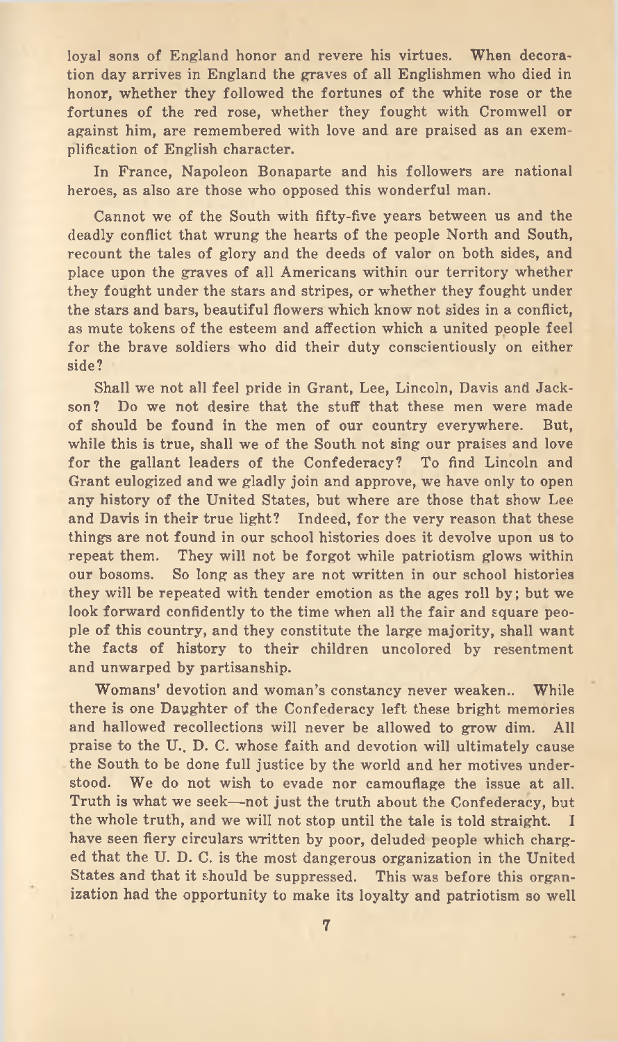loyal sons of England honor and revere his virtues. When decoration day arrives in England the graves of all Englishmen who died in honor, whether they followed the fortunes of the white rose or the fortunes of the red rose, whether they fought with Cromwell or against him, are remembered with love and are praised as an exemplification of English character.

In France, Napoleon Bonaparte and his followers are national heroes, as also are those who opposed this wonderful man.

Cannot we of the South with fifty-five years between us and the deadly conflict that wrung the hearts of the people North and South, recount the tales of glory and the deeds of valor on both sides, and place upon the graves of all Americans within our territory whether they fought under the stars and stripes, or whether they fought under the stars and bars, beautiful flowers which know not sides in a conflict, as mute tokens of the esteem and affection which a united people feel for the brave soldiers who did their duty conscientiously on either side?

Shall we not all feel pride in Grant, Lee, Lincoln, Davis and Jackson? Do we not desire that the stuff that these men were made of should be found in the men of our country everywhere. But, while this is true, shall we of the South not sing our praises and love for the gallant leaders of the Confederacy? To find Lincoln and Grant eulogized and we gladly join and approve, we have only to open any history of the United States, but where are those that show Lee and Davis in their true light? Indeed, for the very reason that these things are not found in our school histories does it devolve upon us to repeat them. They will not be forgot while patriotism glows within our bosoms. So long as they are not written in our school histories they will be repeated with tender emotion as the ages roll by; but we look forward confidently to the time when all the fair and square people of this country, and they constitute the large majority, shall want the facts of history to their children uncolored by resentment and unwarped by partisanship.

Womans' devotion and woman's constancy never weaken.. While there is one Daughter of the Confederacy left these bright memories and hallowed recollections will never be allowed to grow dim. All praise to the U., D. C. whose faith and devotion will ultimately cause the South to be done full justice by the world and her motives understood. We do not wish to evade nor camouflage the issue at all. Truth is what we seek—not just the truth about the Confederacy, but the whole truth, and we will not stop until the tale is told straight. I have seen fiery circulars written by poor, deluded people which charged that the U. D. C. is the most dangerous organization in the United States and that it should be suppressed. This was before this organization had the opportunity to make its loyalty and patriotism so well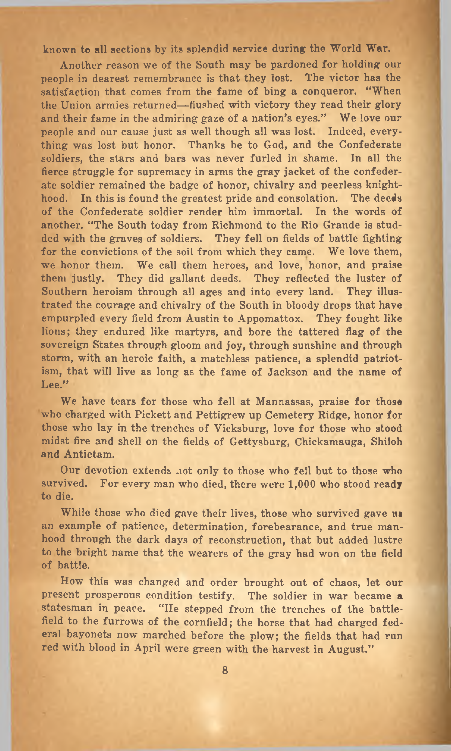known to all sections by its splendid service during the World War.

Another reason we of the South may be pardoned for holding our people in dearest remembrance is that they lost. The victor has the satisfaction that comes from the fame of bing a conqueror. "When the Union armies returned—flushed with victory they read their glory and their fame in the admiring gaze of a nation's eyes." We love our people and our cause just as well though all was lost. Indeed, everything was lost but honor. Thanks be to God, and the Confederate soldiers, the stars and bars was never furled in shame. In all the fierce struggle for supremacy in arms the gray jacket of the confederate soldier remained the badge of honor, chivalry and peerless knighthood. In this is found the greatest pride and consolation. The deeds of the Confederate soldier render him immortal. In the words of another. "The South today from Richmond to the Rio Grande is studded with the graves of soldiers. They fell on fields of battle fighting for the convictions of the soil from which they came. We love them, we honor them. We call them heroes, and love, honor, and praise them justly. They did gallant deeds. They reflected the luster of Southern heroism through all ages and into every land. They illustrated the courage and chivalry of the South in bloody drops that have empurpled every field from Austin to Appomattox. They fought like lions; they endured like martyrs, and bore the tattered flag of the sovereign States through gloom and joy, through sunshine and through storm, with an heroic faith, a matchless patience, a splendid patriotism, that will live as long as the fame of Jackson and the name of Lee."

We have tears for those who fell at Mannassas, praise for those who charged with Pickett and Pettigrew up Cemetery Ridge, honor for those who lay in the trenches of Vicksburg, love for those who stood midst fire and shell on the fields of Gettysburg, Chickamauga, Shiloh and Antietam.

Our devotion extends not only to those who fell but to those who survived. For every man who died, there were 1,000 who stood ready to die.

While those who died gave their lives, those who survived gave us an example of patience, determination, forebearance, and true manhood through the dark days of reconstruction, that but added lustre to the bright name that the wearers of the gray had won on the field of battle.

How this was changed and order brought out of chaos, let our present prosperous condition testify. The soldier in war became a statesman in peace. "He stepped from the trenches of the battlefield to the furrows of the cornfield; the horse that had charged federal bayonets now marched before the plow; the fields that had run red with blood in April were green with the harvest in August."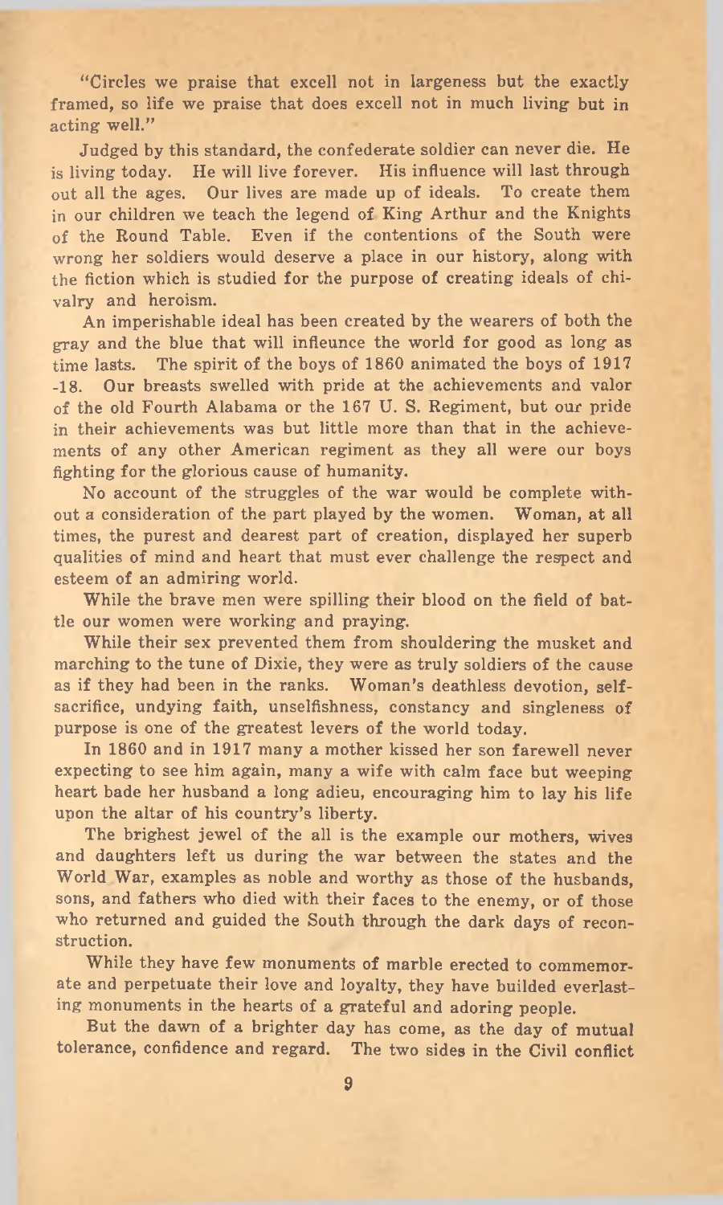"Circles we praise that excell not in largeness but the exactly framed, so life we praise that does excell not in much living but in acting well."

Judged by this standard, the confederate soldier can never die. He is living today. He will live forever. His influence will last through out all the ages. Our lives are made up of ideals. To create them in our children we teach the legend of King Arthur and the Knights of the Round Table. Even if the contentions of the South were wrong her soldiers would deserve a place in our history, along with the fiction which is studied for the purpose of creating ideals of chivalry and heroism.

An imperishable ideal has been created by the wearers of both the gray and the blue that will infleunce the world for good as long as time lasts. The spirit of 1860 animated the boys of 1917 -18. Our breasts swelled with pride at the achievements and valor of the old Fourth Alabama or the 167 U. S. Regiment, but our pride in their achievements was but little more than that in the achievements of any other American regiment as they all were our boys fighting for the glorious cause of humanity.

No account of the struggles of the war would be complete without a consideration of the part played by the women. Woman, at all times, the purest and dearest part of creation, displayed her superb qualities of mind and heart that must ever challenge the respect and esteem of an admiring world.

While the brave men were spilling their blood on the field of battle our women were working and praying.

While their sex prevented them from shouldering the musket and marching to the tune of Dixie, they were as truly soldiers of the cause as if they had been in the ranks. Woman's deathless devotion, self-sacrifice, undying faith, unselfishness, constancy and singleness of purpose is one of the greatest levers of the world today.

In 1860 and in 1917 many a mother kissed her son farewell never expecting to see him again, many a wife with calm face but weeping heart bade her husband a long adieu, encouraging him to lay his life upon the altar of his country's liberty.

The brighest jewel of the all is the example our mothers, wives and daughters left us during the war between the states and the World War, examples as noble and worthy as those of the husbands, sons, and fathers who died with their faces to the enemy, or of those who returned and guided the South through the dark days of reconstruction.

While they have few monuments of marble erected to commemorate and perpetuate their love and loyalty, they have builded everlasting monuments in the hearts of a grateful and adoring people.

But the dawn of a brighter day has come, as the day of mutual tolerance, confidence and regard. The two sides in the Civil conflict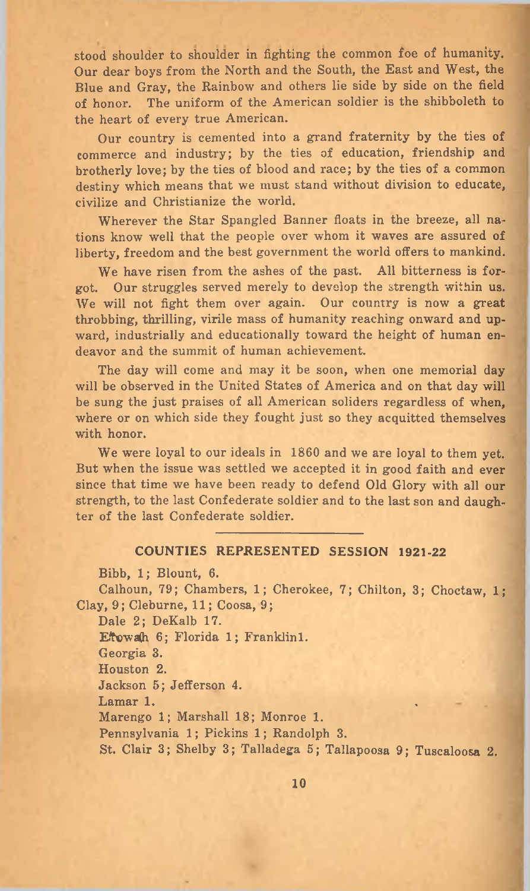stood shoulder to shoulder in fighting the common foe of humanity. Our dear boys from the North and the South, the East and West, the Blue and Gray, the Rainbow and others lie side by side on the field of honor. The uniform of the American soldier is the shibboleth to the heart of every true American.

Our country is cemented into a grand fraternity by the ties of commerce and industry; by the ties of education, friendship and brotherly love; by the ties of blood and race; by the ties of a common destiny which means that we must stand without division to educate, civilize and Christianize the world.

Wherever the Star Spangled Banner floats in the breeze, all nations know well that the people over whom it waves are assured of liberty, freedom and the best government the world offers to mankind.

We have risen from the ashes of the past. All bitterness is forgot. Our struggles served merely to develop the strength within us. We will not fight them over again. Our country is now a great throbbing, thrilling, virile mass of humanity reaching onward and upward, industrially and educationally toward the height of human endeavor and the summit of human achievement.

The day will come and may it be soon, when one memorial day will be observed in the United States of America and on that day will be sung the just praises of all American soliders regardless of when, where or on which side they fought just so they acquitted themselves with honor.

We were loyal to our ideals in 1860 and we are loyal to them yet. But when the issue was settled we accepted it in good faith and ever since that time we have been ready to defend Old Glory with all our strength, to the last Confederate soldier and to the last son and daughter of the last Confederate soldier.

## COUNTIES REPRESENTED SESSION 1921-22

Bibb, 1; Blount, 6.

Calhoun, 79; Chambers, 1; Cherokee, 7; Chilton, 3; Choctaw, 1; Clay, 9; Cleburne, 11; Coosa, 9;

Dale 2; DeKalb 17.

Etowah 6; Florida 1; Franklin1.

Georgia 3.

Houston 2.

Jackson 5; Jefferson 4.

Lamar 1.

Marengo 1; Marshall 18; Monroe 1.

Pennsylvania 1; Pickins 1; Randolph 3.

St. Clair 3; Shelby 3; Talladega 5; Tallapoosa 9; Tuscaloosa 2.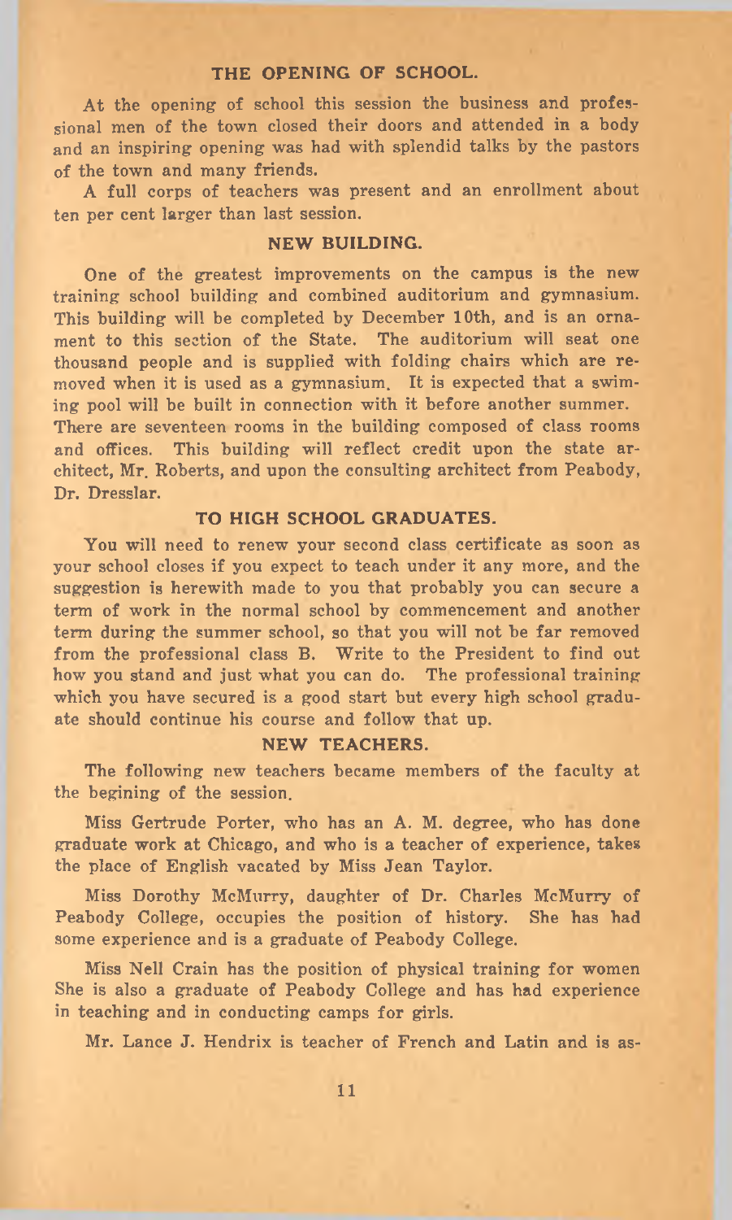## THE OPENING OF SCHOOL.

At the opening of school this session the business and professional men of the town closed their doors and attended in a body and an inspiring opening was had with splendid talks by the pastors of the town and many friends.

A full corps of teachers was present and an enrollment about ten per cent larger than last session.

## NEW BUILDING.

One of the greatest improvements on the campus is the new training school building and combined auditorium and gymnasium. This building will be completed by December 10th, and is an ornament to this section of the State. The auditorium will seat one thousand people and is supplied with folding chairs which are removed when it is used as a gymnasium. It is expected that a swiming pool will be built in connection with it before another summer. There are seventeen rooms in the building composed of class rooms and offices. This building will reflect credit upon the state architect, Mr. Roberts, and upon the consulting architect from Peabody, Dr. Dresslar.

## TO HIGH SCHOOL GRADUATES.

You will need to renew your second class certificate as soon as your school closes if you expect to teach under it any more, and the suggestion is herewith made to you that probably you can secure a term of work in the normal school by commencement and another term during the summer school, so that you will not be far removed from the professional class B. Write to the President to find out how you stand and just what you can do. The professional training which you have secured is a good start but every high school graduate should continue his course and follow that up.

## NEW TEACHERS.

The following new teachers became members of the faculty at the begining of the session.

Miss Gertrude Porter, who has an A. M. degree, who has done graduate work at Chicago, and who is a teacher of experience, takes the place of English vacated by Miss Jean Taylor.

Miss Dorothy McMurry, daughter of Dr. Charles McMurry of Peabody College, occupies the position of history. She has had some experience and is a graduate of Peabody College.

Miss Nell Crain has the position of physical training for women She is also a graduate of Peabody College and has had experience in teaching and in conducting camps for girls.

Mr. Lance J. Hendrix is teacher of French and Latin and is as-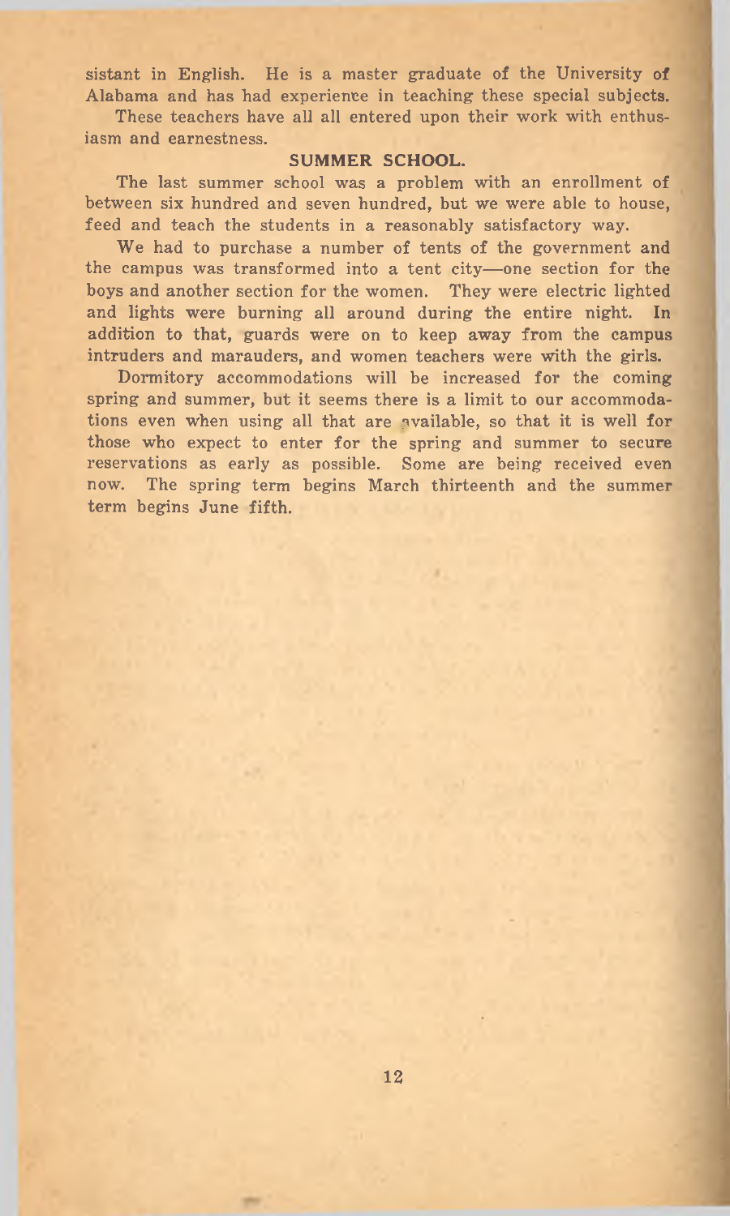sistant in English. He is a master graduate of the University of Alabama and has had experience in teaching these special subjects.

These teachers have all all entered upon their work with enthusiasm and earnestness.

## SUMMER SCHOOL.

The last summer school was a problem with an enrollment of between six hundred and seven hundred, but we were able to house, feed and teach the students in a reasonably satisfactory way.

We had to purchase a number of tents of the government and the campus was transformed into a tent city—one section for the boys and another section for the women. They were electric lighted and lights were burning all around during the entire night. In addition to that, guards were on to keep away from the campus intruders and marauders, and women teachers were with the girls.

Dormitory accommodations will be increased for the coming spring and summer, but it seems there is a limit to our accommodations even when using all that are available, so that it is well for those who expect to enter for the spring and summer to secure reservations as early as possible. Some are being received even now. The spring term begins March thirteenth and the summer term begins June fifth.